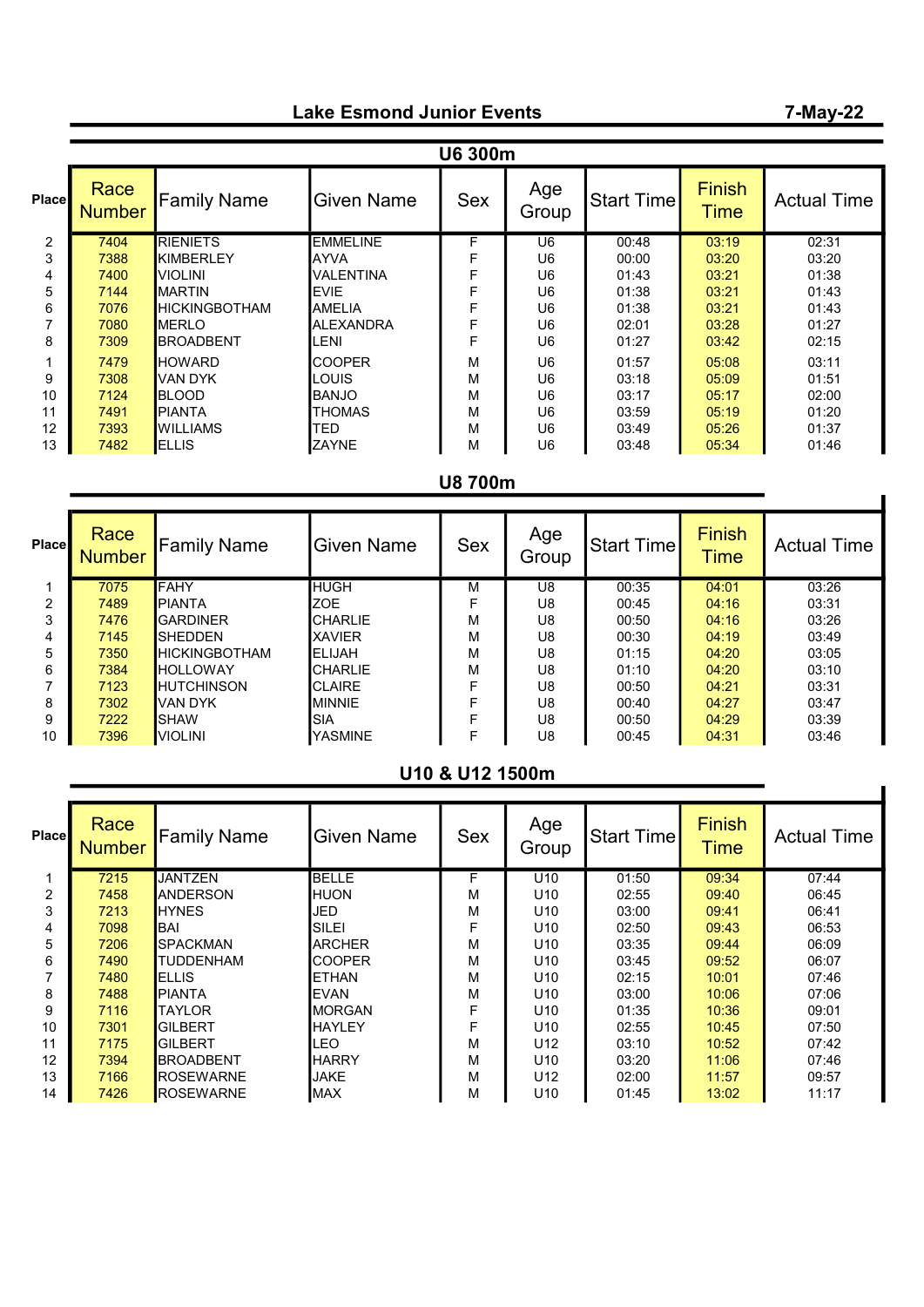# Lake Esmond Junior Events

**7-May-22**

## U6 300m

| Place | Race Number | Family Name | Given Name | Sex | Age Group | Start Time | Finish Time | Actual Time |
|---|---|---|---|---|---|---|---|---|
| 2 | 7404 | RIENIETS | EMMELINE | F | U6 | 00:48 | 03:19 | 02:31 |
| 3 | 7388 | KIMBERLEY | AYVA | F | U6 | 00:00 | 03:20 | 03:20 |
| 4 | 7400 | VIOLINI | VALENTINA | F | U6 | 01:43 | 03:21 | 01:38 |
| 5 | 7144 | MARTIN | EVIE | F | U6 | 01:38 | 03:21 | 01:43 |
| 6 | 7076 | HICKINGBOTHAM | AMELIA | F | U6 | 01:38 | 03:21 | 01:43 |
| 7 | 7080 | MERLO | ALEXANDRA | F | U6 | 02:01 | 03:28 | 01:27 |
| 8 | 7309 | BROADBENT | LENI | F | U6 | 01:27 | 03:42 | 02:15 |
| 1 | 7479 | HOWARD | COOPER | M | U6 | 01:57 | 05:08 | 03:11 |
| 9 | 7308 | VAN DYK | LOUIS | M | U6 | 03:18 | 05:09 | 01:51 |
| 10 | 7124 | BLOOD | BANJO | M | U6 | 03:17 | 05:17 | 02:00 |
| 11 | 7491 | PIANTA | THOMAS | M | U6 | 03:59 | 05:19 | 01:20 |
| 12 | 7393 | WILLIAMS | TED | M | U6 | 03:49 | 05:26 | 01:37 |
| 13 | 7482 | ELLIS | ZAYNE | M | U6 | 03:48 | 05:34 | 01:46 |

## U8 700m

| Place | Race Number | Family Name | Given Name | Sex | Age Group | Start Time | Finish Time | Actual Time |
|---|---|---|---|---|---|---|---|---|
| 1 | 7075 | FAHY | HUGH | M | U8 | 00:35 | 04:01 | 03:26 |
| 2 | 7489 | PIANTA | ZOE | F | U8 | 00:45 | 04:16 | 03:31 |
| 3 | 7476 | GARDINER | CHARLIE | M | U8 | 00:50 | 04:16 | 03:26 |
| 4 | 7145 | SHEDDEN | XAVIER | M | U8 | 00:30 | 04:19 | 03:49 |
| 5 | 7350 | HICKINGBOTHAM | ELIJAH | M | U8 | 01:15 | 04:20 | 03:05 |
| 6 | 7384 | HOLLOWAY | CHARLIE | M | U8 | 01:10 | 04:20 | 03:10 |
| 7 | 7123 | HUTCHINSON | CLAIRE | F | U8 | 00:50 | 04:21 | 03:31 |
| 8 | 7302 | VAN DYK | MINNIE | F | U8 | 00:40 | 04:27 | 03:47 |
| 9 | 7222 | SHAW | SIA | F | U8 | 00:50 | 04:29 | 03:39 |
| 10 | 7396 | VIOLINI | YASMINE | F | U8 | 00:45 | 04:31 | 03:46 |

## U10 & U12 1500m

| Place | Race Number | Family Name | Given Name | Sex | Age Group | Start Time | Finish Time | Actual Time |
|---|---|---|---|---|---|---|---|---|
| 1 | 7215 | JANTZEN | BELLE | F | U10 | 01:50 | 09:34 | 07:44 |
| 2 | 7458 | ANDERSON | HUON | M | U10 | 02:55 | 09:40 | 06:45 |
| 3 | 7213 | HYNES | JED | M | U10 | 03:00 | 09:41 | 06:41 |
| 4 | 7098 | BAI | SILEI | F | U10 | 02:50 | 09:43 | 06:53 |
| 5 | 7206 | SPACKMAN | ARCHER | M | U10 | 03:35 | 09:44 | 06:09 |
| 6 | 7490 | TUDDENHAM | COOPER | M | U10 | 03:45 | 09:52 | 06:07 |
| 7 | 7480 | ELLIS | ETHAN | M | U10 | 02:15 | 10:01 | 07:46 |
| 8 | 7488 | PIANTA | EVAN | M | U10 | 03:00 | 10:06 | 07:06 |
| 9 | 7116 | TAYLOR | MORGAN | F | U10 | 01:35 | 10:36 | 09:01 |
| 10 | 7301 | GILBERT | HAYLEY | F | U10 | 02:55 | 10:45 | 07:50 |
| 11 | 7175 | GILBERT | LEO | M | U12 | 03:10 | 10:52 | 07:42 |
| 12 | 7394 | BROADBENT | HARRY | M | U10 | 03:20 | 11:06 | 07:46 |
| 13 | 7166 | ROSEWARNE | JAKE | M | U12 | 02:00 | 11:57 | 09:57 |
| 14 | 7426 | ROSEWARNE | MAX | M | U10 | 01:45 | 13:02 | 11:17 |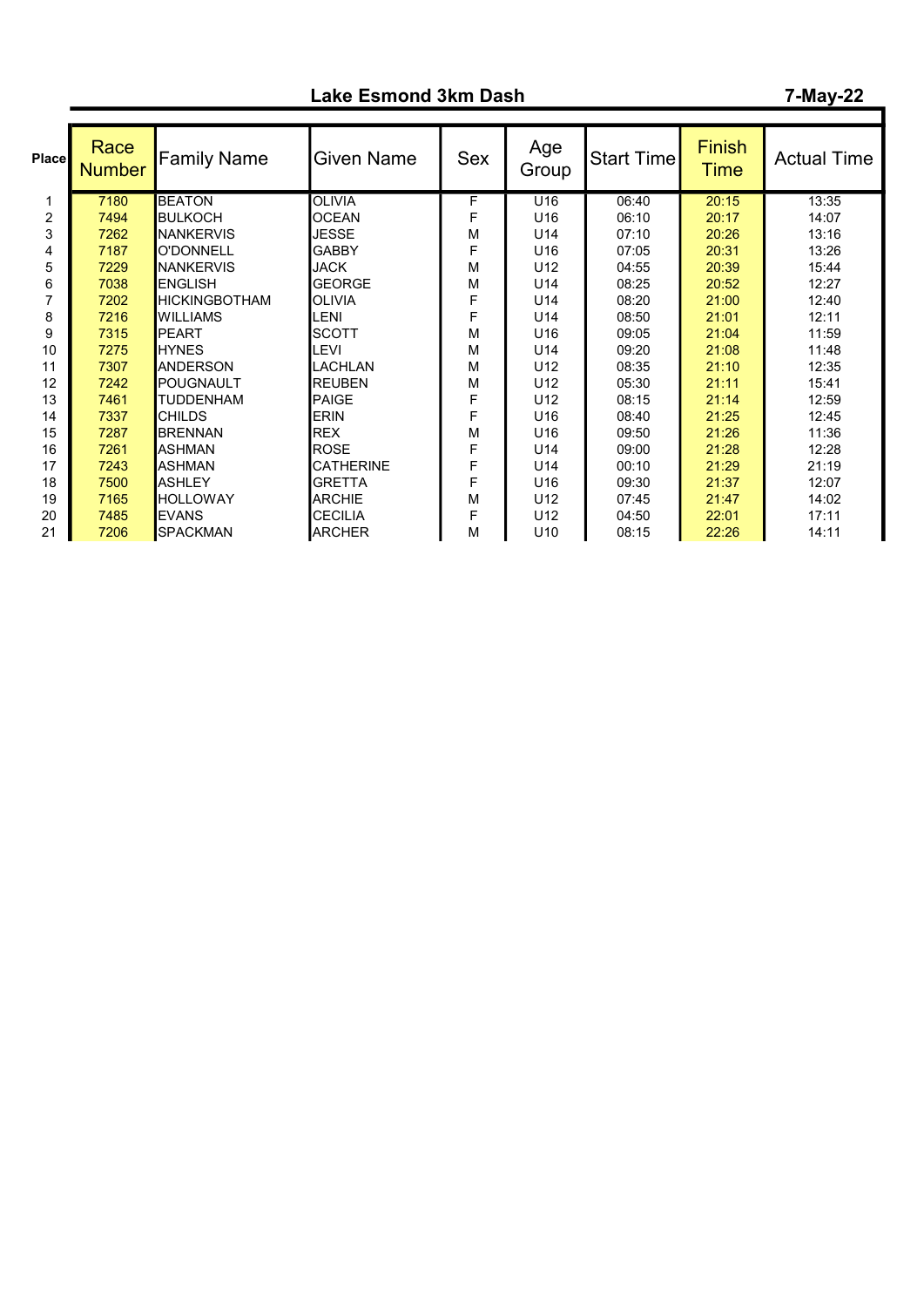## Lake Esmond 3km Dash

**7-May-22**

| Place | Race Number | Family Name | Given Name | Sex | Age Group | Start Time | Finish Time | Actual Time |
|---|---|---|---|---|---|---|---|---|
| 1 | 7180 | BEATON | OLIVIA | F | U16 | 06:40 | 20:15 | 13:35 |
| 2 | 7494 | BULKOCH | OCEAN | F | U16 | 06:10 | 20:17 | 14:07 |
| 3 | 7262 | NANKERVIS | JESSE | M | U14 | 07:10 | 20:26 | 13:16 |
| 4 | 7187 | O'DONNELL | GABBY | F | U16 | 07:05 | 20:31 | 13:26 |
| 5 | 7229 | NANKERVIS | JACK | M | U12 | 04:55 | 20:39 | 15:44 |
| 6 | 7038 | ENGLISH | GEORGE | M | U14 | 08:25 | 20:52 | 12:27 |
| 7 | 7202 | HICKINGBOTHAM | OLIVIA | F | U14 | 08:20 | 21:00 | 12:40 |
| 8 | 7216 | WILLIAMS | LENI | F | U14 | 08:50 | 21:01 | 12:11 |
| 9 | 7315 | PEART | SCOTT | M | U16 | 09:05 | 21:04 | 11:59 |
| 10 | 7275 | HYNES | LEVI | M | U14 | 09:20 | 21:08 | 11:48 |
| 11 | 7307 | ANDERSON | LACHLAN | M | U12 | 08:35 | 21:10 | 12:35 |
| 12 | 7242 | POUGNAULT | REUBEN | M | U12 | 05:30 | 21:11 | 15:41 |
| 13 | 7461 | TUDDENHAM | PAIGE | F | U12 | 08:15 | 21:14 | 12:59 |
| 14 | 7337 | CHILDS | ERIN | F | U16 | 08:40 | 21:25 | 12:45 |
| 15 | 7287 | BRENNAN | REX | M | U16 | 09:50 | 21:26 | 11:36 |
| 16 | 7261 | ASHMAN | ROSE | F | U14 | 09:00 | 21:28 | 12:28 |
| 17 | 7243 | ASHMAN | CATHERINE | F | U14 | 00:10 | 21:29 | 21:19 |
| 18 | 7500 | ASHLEY | GRETTA | F | U16 | 09:30 | 21:37 | 12:07 |
| 19 | 7165 | HOLLOWAY | ARCHIE | M | U12 | 07:45 | 21:47 | 14:02 |
| 20 | 7485 | EVANS | CECILIA | F | U12 | 04:50 | 22:01 | 17:11 |
| 21 | 7206 | SPACKMAN | ARCHER | M | U10 | 08:15 | 22:26 | 14:11 |